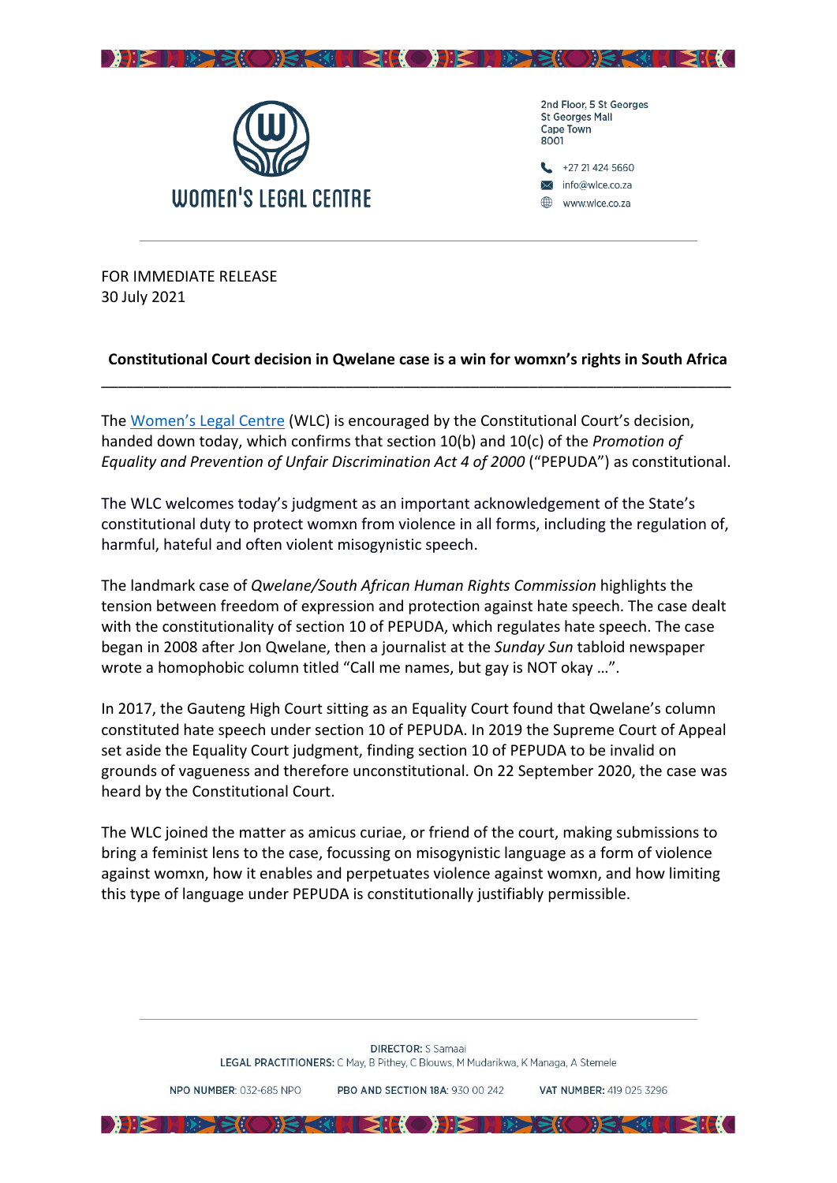**WOMEN'S LEGAL CENTRE**

2nd Floor, 5 St Georges
St Georges Mall
Cape Town
8001

+27 21 424 5660
info@wlce.co.za
www.wlce.co.za

FOR IMMEDIATE RELEASE
30 July 2021

**Constitutional Court decision in Qwelane case is a win for womxn's rights in South Africa**

---

The Women's Legal Centre (WLC) is encouraged by the Constitutional Court's decision, handed down today, which confirms that section 10(b) and 10(c) of the *Promotion of Equality and Prevention of Unfair Discrimination Act 4 of 2000* ("PEPUDA") as constitutional.

The WLC welcomes today's judgment as an important acknowledgement of the State's constitutional duty to protect womxn from violence in all forms, including the regulation of, harmful, hateful and often violent misogynistic speech.

The landmark case of *Qwelane/South African Human Rights Commission* highlights the tension between freedom of expression and protection against hate speech. The case dealt with the constitutionality of section 10 of PEPUDA, which regulates hate speech. The case began in 2008 after Jon Qwelane, then a journalist at the *Sunday Sun* tabloid newspaper wrote a homophobic column titled "Call me names, but gay is NOT okay …".

In 2017, the Gauteng High Court sitting as an Equality Court found that Qwelane's column constituted hate speech under section 10 of PEPUDA. In 2019 the Supreme Court of Appeal set aside the Equality Court judgment, finding section 10 of PEPUDA to be invalid on grounds of vagueness and therefore unconstitutional. On 22 September 2020, the case was heard by the Constitutional Court.

The WLC joined the matter as amicus curiae, or friend of the court, making submissions to bring a feminist lens to the case, focussing on misogynistic language as a form of violence against womxn, how it enables and perpetuates violence against womxn, and how limiting this type of language under PEPUDA is constitutionally justifiably permissible.

**DIRECTOR:** S Samaai
**LEGAL PRACTITIONERS:** C May, B Pithey, C Blouws, M Mudarikwa, K Managa, A Stemele

**NPO NUMBER:** 032-685 NPO **PBO AND SECTION 18A:** 930 00 242 **VAT NUMBER:** 419 025 3296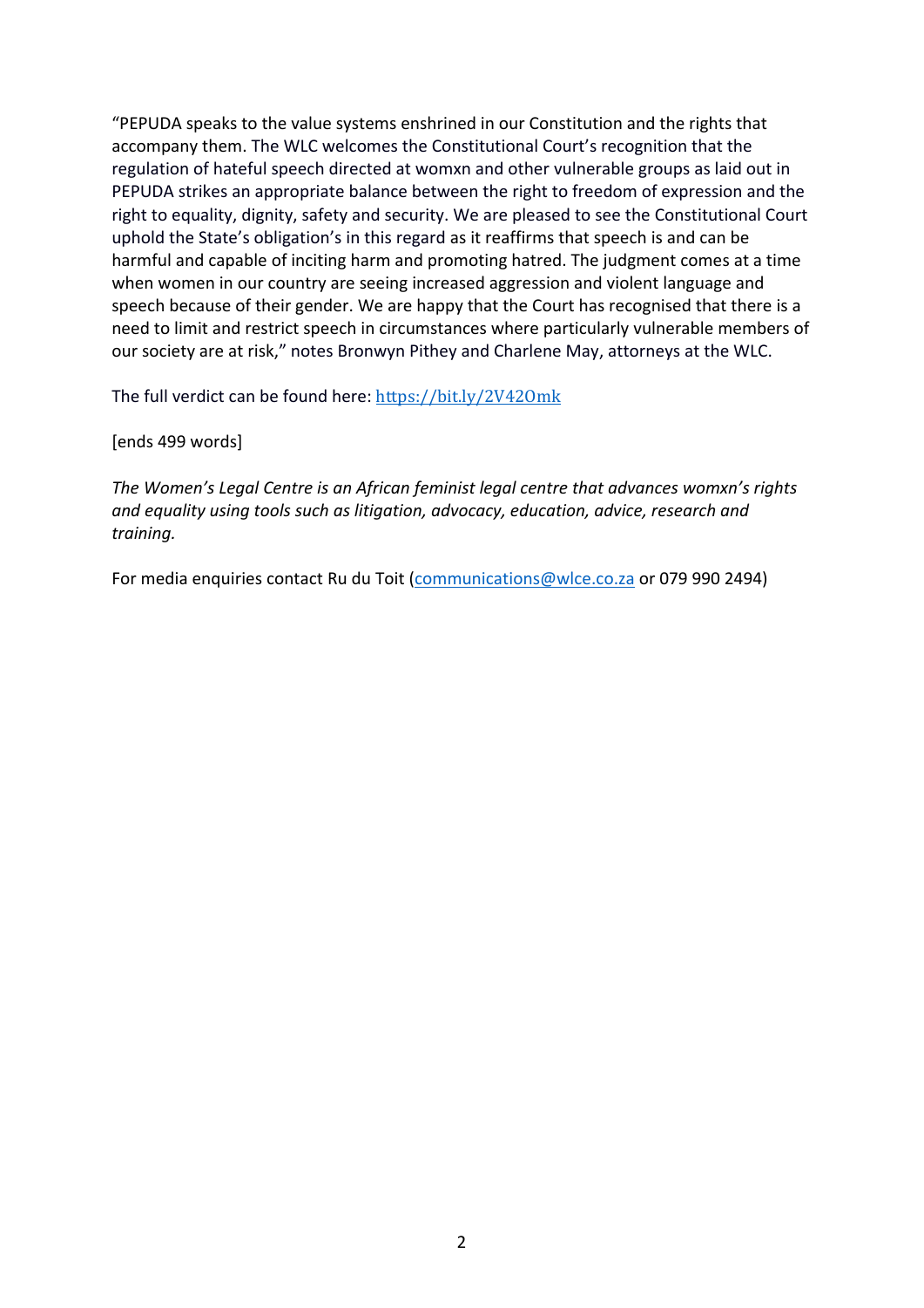"PEPUDA speaks to the value systems enshrined in our Constitution and the rights that accompany them. The WLC welcomes the Constitutional Court's recognition that the regulation of hateful speech directed at womxn and other vulnerable groups as laid out in PEPUDA strikes an appropriate balance between the right to freedom of expression and the right to equality, dignity, safety and security. We are pleased to see the Constitutional Court uphold the State's obligation's in this regard as it reaffirms that speech is and can be harmful and capable of inciting harm and promoting hatred. The judgment comes at a time when women in our country are seeing increased aggression and violent language and speech because of their gender. We are happy that the Court has recognised that there is a need to limit and restrict speech in circumstances where particularly vulnerable members of our society are at risk," notes Bronwyn Pithey and Charlene May, attorneys at the WLC.

The full verdict can be found here: https://bit.ly/2V42Omk

[ends 499 words]

*The Women's Legal Centre is an African feminist legal centre that advances womxn's rights and equality using tools such as litigation, advocacy, education, advice, research and training.*

For media enquiries contact Ru du Toit (communications@wlce.co.za or 079 990 2494)